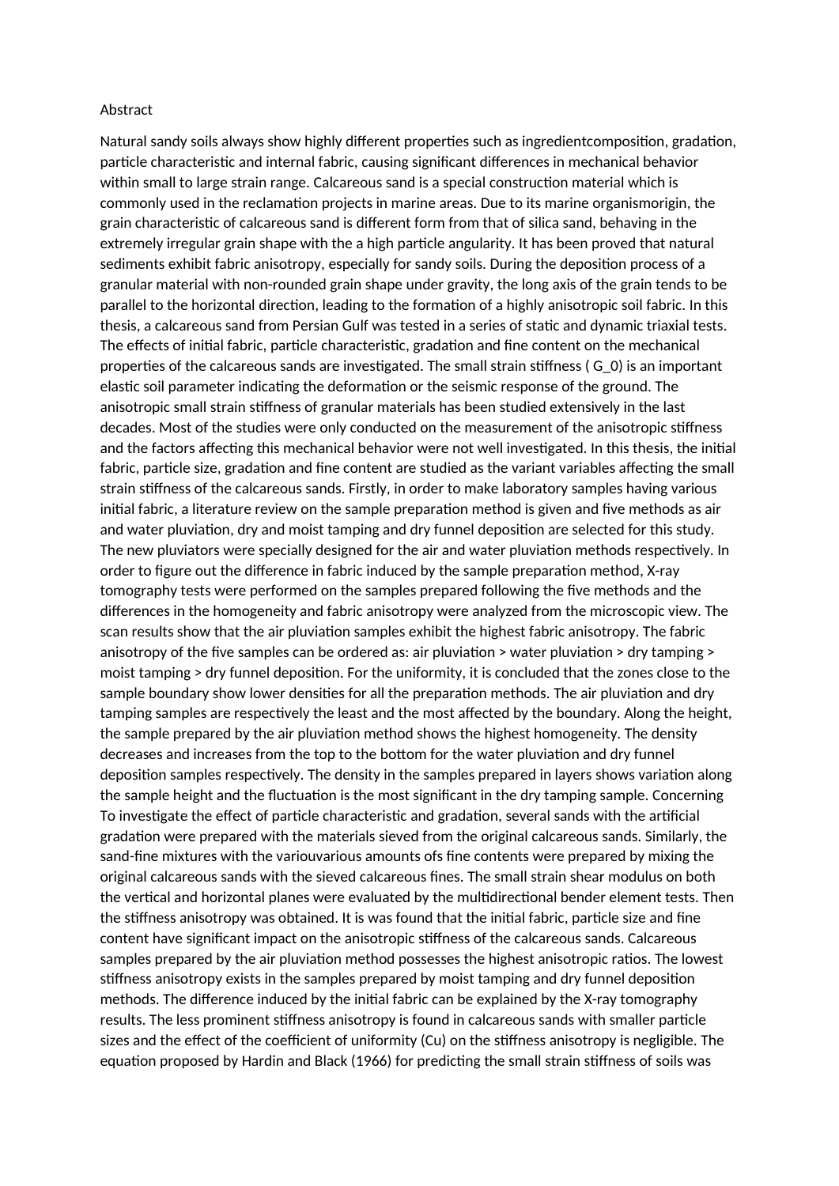Abstract

Natural sandy soils always show highly different properties such as ingredientcomposition, gradation, particle characteristic and internal fabric, causing significant differences in mechanical behavior within small to large strain range. Calcareous sand is a special construction material which is commonly used in the reclamation projects in marine areas. Due to its marine organismorigin, the grain characteristic of calcareous sand is different form from that of silica sand, behaving in the extremely irregular grain shape with the a high particle angularity. It has been proved that natural sediments exhibit fabric anisotropy, especially for sandy soils. During the deposition process of a granular material with non-rounded grain shape under gravity, the long axis of the grain tends to be parallel to the horizontal direction, leading to the formation of a highly anisotropic soil fabric. In this thesis, a calcareous sand from Persian Gulf was tested in a series of static and dynamic triaxial tests. The effects of initial fabric, particle characteristic, gradation and fine content on the mechanical properties of the calcareous sands are investigated. The small strain stiffness ( $G_0$) is an important elastic soil parameter indicating the deformation or the seismic response of the ground. The anisotropic small strain stiffness of granular materials has been studied extensively in the last decades. Most of the studies were only conducted on the measurement of the anisotropic stiffness and the factors affecting this mechanical behavior were not well investigated. In this thesis, the initial fabric, particle size, gradation and fine content are studied as the variant variables affecting the small strain stiffness of the calcareous sands. Firstly, in order to make laboratory samples having various initial fabric, a literature review on the sample preparation method is given and five methods as air and water pluviation, dry and moist tamping and dry funnel deposition are selected for this study. The new pluviators were specially designed for the air and water pluviation methods respectively. In order to figure out the difference in fabric induced by the sample preparation method, X-ray tomography tests were performed on the samples prepared following the five methods and the differences in the homogeneity and fabric anisotropy were analyzed from the microscopic view. The scan results show that the air pluviation samples exhibit the highest fabric anisotropy. The fabric anisotropy of the five samples can be ordered as: air pluviation > water pluviation > dry tamping > moist tamping > dry funnel deposition. For the uniformity, it is concluded that the zones close to the sample boundary show lower densities for all the preparation methods. The air pluviation and dry tamping samples are respectively the least and the most affected by the boundary. Along the height, the sample prepared by the air pluviation method shows the highest homogeneity. The density decreases and increases from the top to the bottom for the water pluviation and dry funnel deposition samples respectively. The density in the samples prepared in layers shows variation along the sample height and the fluctuation is the most significant in the dry tamping sample. Concerning To investigate the effect of particle characteristic and gradation, several sands with the artificial gradation were prepared with the materials sieved from the original calcareous sands. Similarly, the sand-fine mixtures with the variouvarious amounts ofs fine contents were prepared by mixing the original calcareous sands with the sieved calcareous fines. The small strain shear modulus on both the vertical and horizontal planes were evaluated by the multidirectional bender element tests. Then the stiffness anisotropy was obtained. It is was found that the initial fabric, particle size and fine content have significant impact on the anisotropic stiffness of the calcareous sands. Calcareous samples prepared by the air pluviation method possesses the highest anisotropic ratios. The lowest stiffness anisotropy exists in the samples prepared by moist tamping and dry funnel deposition methods. The difference induced by the initial fabric can be explained by the X-ray tomography results. The less prominent stiffness anisotropy is found in calcareous sands with smaller particle sizes and the effect of the coefficient of uniformity (Cu) on the stiffness anisotropy is negligible. The equation proposed by Hardin and Black (1966) for predicting the small strain stiffness of soils was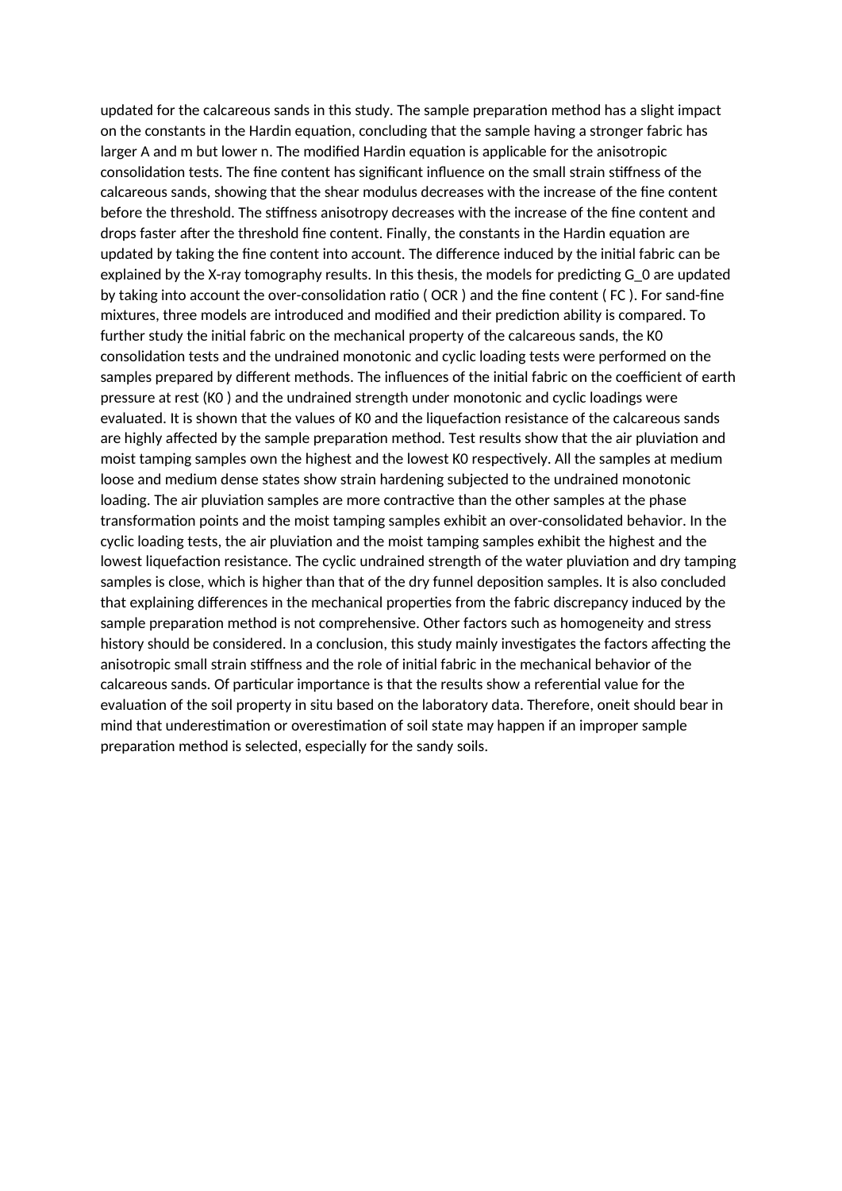updated for the calcareous sands in this study. The sample preparation method has a slight impact on the constants in the Hardin equation, concluding that the sample having a stronger fabric has larger A and m but lower n. The modified Hardin equation is applicable for the anisotropic consolidation tests. The fine content has significant influence on the small strain stiffness of the calcareous sands, showing that the shear modulus decreases with the increase of the fine content before the threshold. The stiffness anisotropy decreases with the increase of the fine content and drops faster after the threshold fine content. Finally, the constants in the Hardin equation are updated by taking the fine content into account. The difference induced by the initial fabric can be explained by the X-ray tomography results. In this thesis, the models for predicting $G_0$ are updated by taking into account the over-consolidation ratio ( OCR ) and the fine content ( FC ). For sand-fine mixtures, three models are introduced and modified and their prediction ability is compared. To further study the initial fabric on the mechanical property of the calcareous sands, the $K_0$ consolidation tests and the undrained monotonic and cyclic loading tests were performed on the samples prepared by different methods. The influences of the initial fabric on the coefficient of earth pressure at rest ($K_0$ ) and the undrained strength under monotonic and cyclic loadings were evaluated. It is shown that the values of $K_0$ and the liquefaction resistance of the calcareous sands are highly affected by the sample preparation method. Test results show that the air pluviation and moist tamping samples own the highest and the lowest $K_0$ respectively. All the samples at medium loose and medium dense states show strain hardening subjected to the undrained monotonic loading. The air pluviation samples are more contractive than the other samples at the phase transformation points and the moist tamping samples exhibit an over-consolidated behavior. In the cyclic loading tests, the air pluviation and the moist tamping samples exhibit the highest and the lowest liquefaction resistance. The cyclic undrained strength of the water pluviation and dry tamping samples is close, which is higher than that of the dry funnel deposition samples. It is also concluded that explaining differences in the mechanical properties from the fabric discrepancy induced by the sample preparation method is not comprehensive. Other factors such as homogeneity and stress history should be considered. In a conclusion, this study mainly investigates the factors affecting the anisotropic small strain stiffness and the role of initial fabric in the mechanical behavior of the calcareous sands. Of particular importance is that the results show a referential value for the evaluation of the soil property in situ based on the laboratory data. Therefore, oneit should bear in mind that underestimation or overestimation of soil state may happen if an improper sample preparation method is selected, especially for the sandy soils.